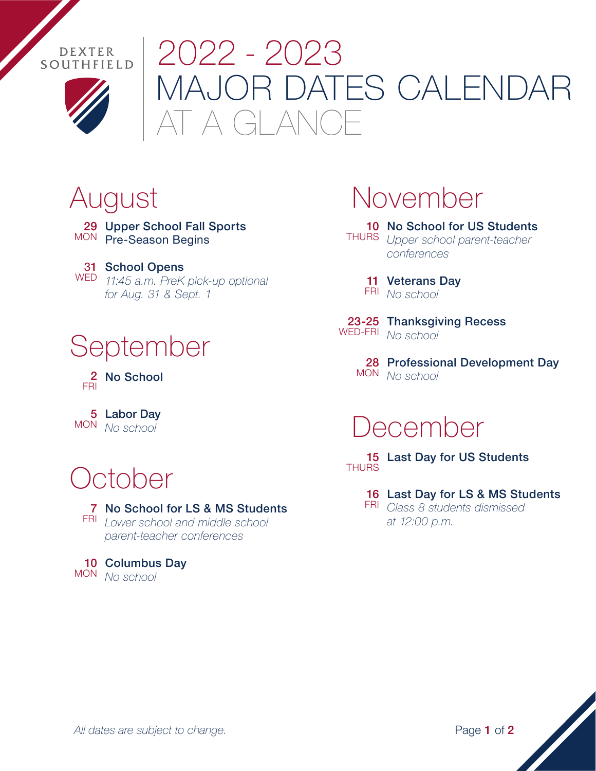DEXTER SOUTHFIELD

# 2022 - 2023 MAJOR DATES CALENDAR AT A GLANCE

## August

**29** MON — **Upper School Fall Sports Pre-Season Begins**

**31** WED — **School Opens**
*11:45 a.m. PreK pick-up optional for Aug. 31 & Sept. 1*

## September

**2** FRI — **No School**

**5** MON — **Labor Day**
*No school*

## October

**7** FRI — **No School for LS & MS Students**
*Lower school and middle school parent-teacher conferences*

**10** MON — **Columbus Day**
*No school*

## November

**10** THURS — **No School for US Students**
*Upper school parent-teacher conferences*

**11** FRI — **Veterans Day**
*No school*

**23-25** WED-FRI — **Thanksgiving Recess**
*No school*

**28** MON — **Professional Development Day**
*No school*

## December

**15** THURS — **Last Day for US Students**

**16** FRI — **Last Day for LS & MS Students**
*Class 8 students dismissed at 12:00 p.m.*

*All dates are subject to change.*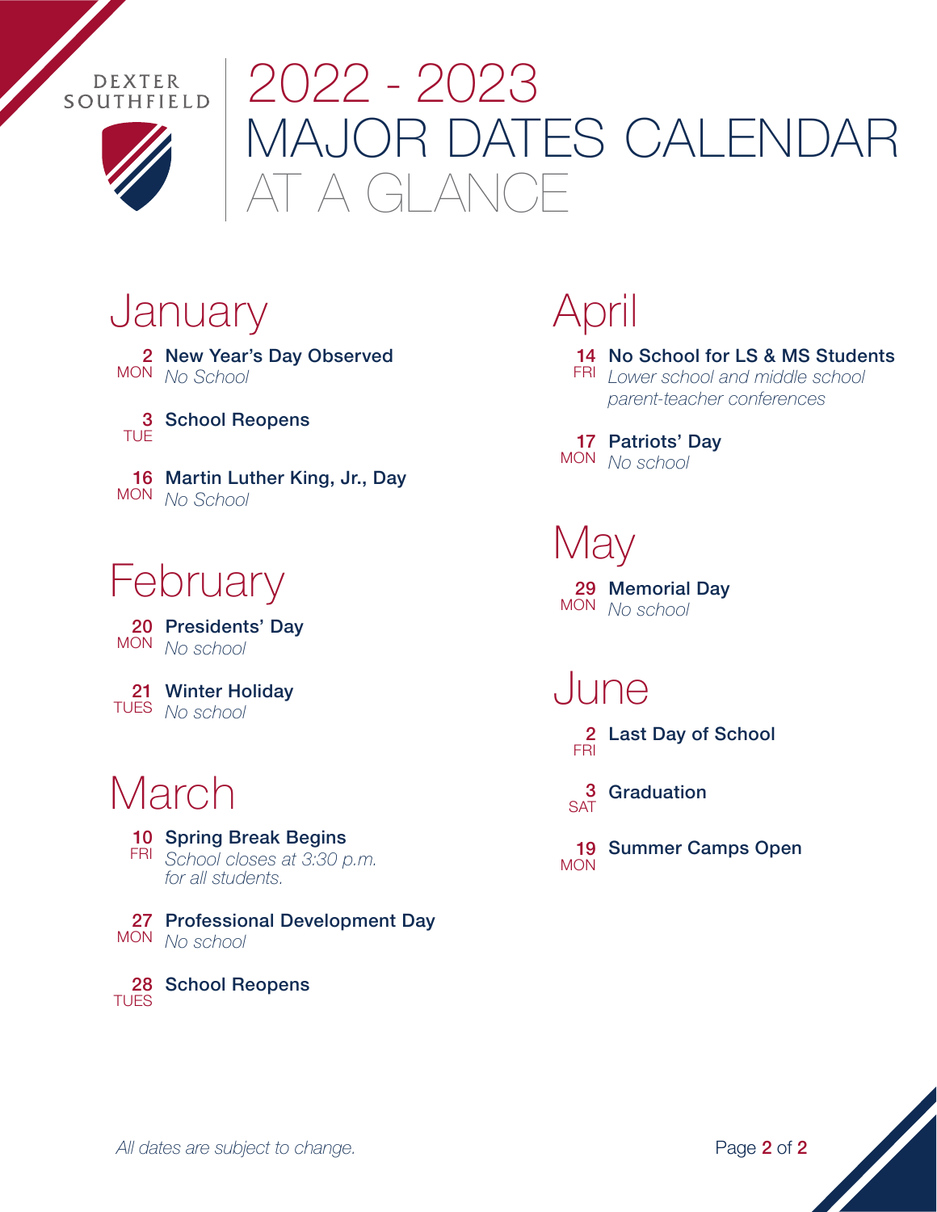DEXTER SOUTHFIELD

# 2022 - 2023 MAJOR DATES CALENDAR AT A GLANCE

## January

**2** MON — **New Year's Day Observed**
*No School*

**3** TUE — **School Reopens**

**16** MON — **Martin Luther King, Jr., Day**
*No School*

## February

**20** MON — **Presidents' Day**
*No school*

**21** TUES — **Winter Holiday**
*No school*

## March

**10** FRI — **Spring Break Begins**
*School closes at 3:30 p.m. for all students.*

**27** MON — **Professional Development Day**
*No school*

**28** TUES — **School Reopens**

## April

**14** FRI — **No School for LS & MS Students**
*Lower school and middle school parent-teacher conferences*

**17** MON — **Patriots' Day**
*No school*

## May

**29** MON — **Memorial Day**
*No school*

## June

**2** FRI — **Last Day of School**

**3** SAT — **Graduation**

**19** MON — **Summer Camps Open**

*All dates are subject to change.*